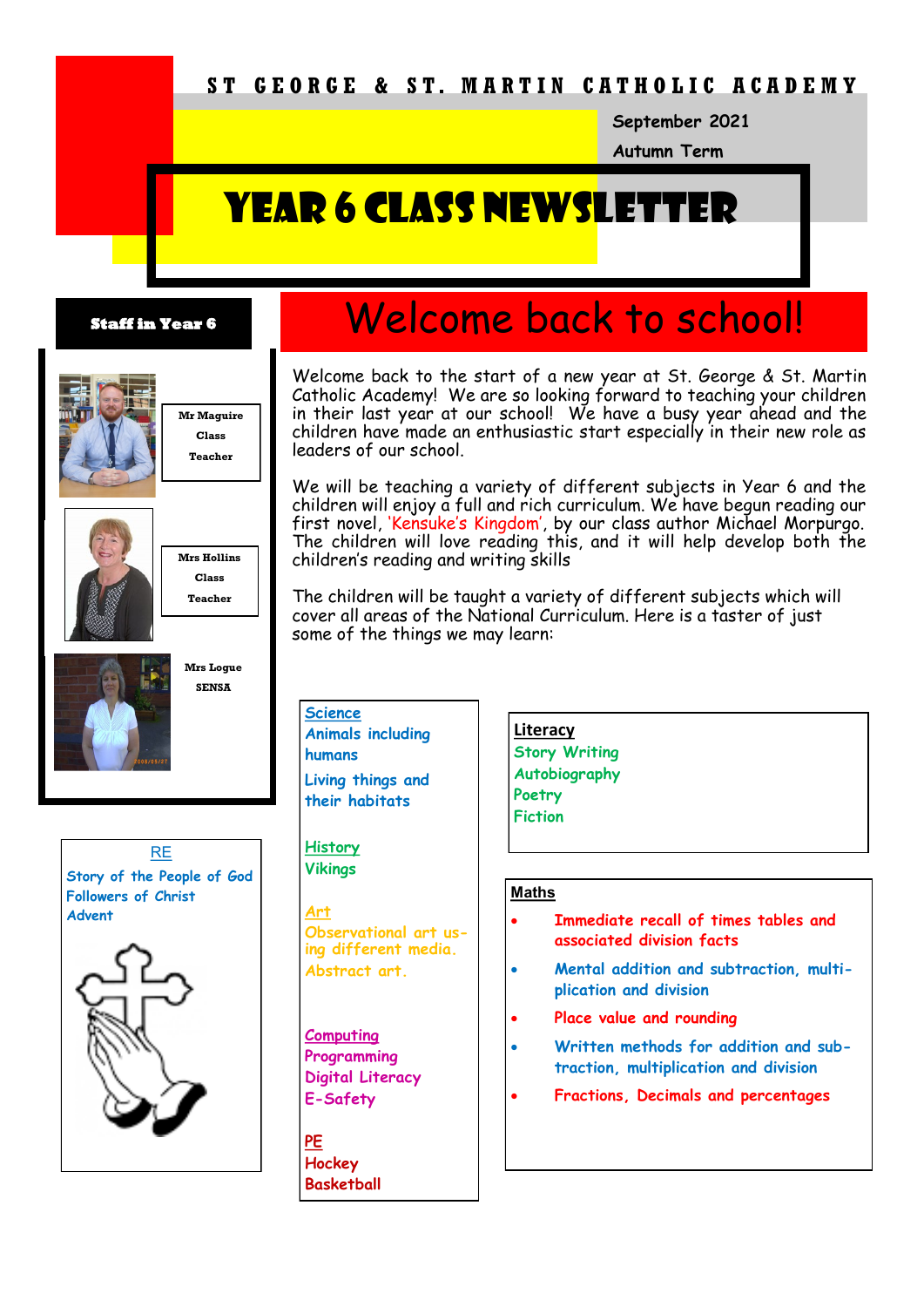# ST GEORGE & ST. MARTIN CATHOLIC ACADEMY

September 2021

Autumn Term

# YEAR 6 CLASS NEWSLETTER

## Welcome back to school!

Welcome back to the start of a new year at St. George & St. Martin Catholic Academy! We are so looking forward to teaching your children in their last year at our school! We have a busy year ahead and the children have made an enthusiastic start especially in their new role as leaders of our school.

We will be teaching a variety of different subjects in Year 6 and the children will enjoy a full and rich curriculum. We have begun reading our first novel, 'Kensuke's Kingdom', by our class author Michael Morpurgo. The children will love reading this, and it will help develop both the children's reading and writing skills

The children will be taught a variety of different subjects which will cover all areas of the National Curriculum. Here is a taster of just some of the things we may learn:

### Staff in Year 6

Mr Maguire Class Teacher

Mrs Hollins Class Teacher

Mrs Logue SENSA

### RE
Story of the People of God
Followers of Christ
Advent

### Science
Animals including humans

Living things and their habitats

### History
Vikings

### Art
Observational art using different media.
Abstract art.

### Computing
Programming
Digital Literacy
E-Safety

### PE
Hockey
Basketball

### Literacy
Story Writing
Autobiography
Poetry
Fiction

### Maths
- Immediate recall of times tables and associated division facts
- Mental addition and subtraction, multiplication and division
- Place value and rounding
- Written methods for addition and subtraction, multiplication and division
- Fractions, Decimals and percentages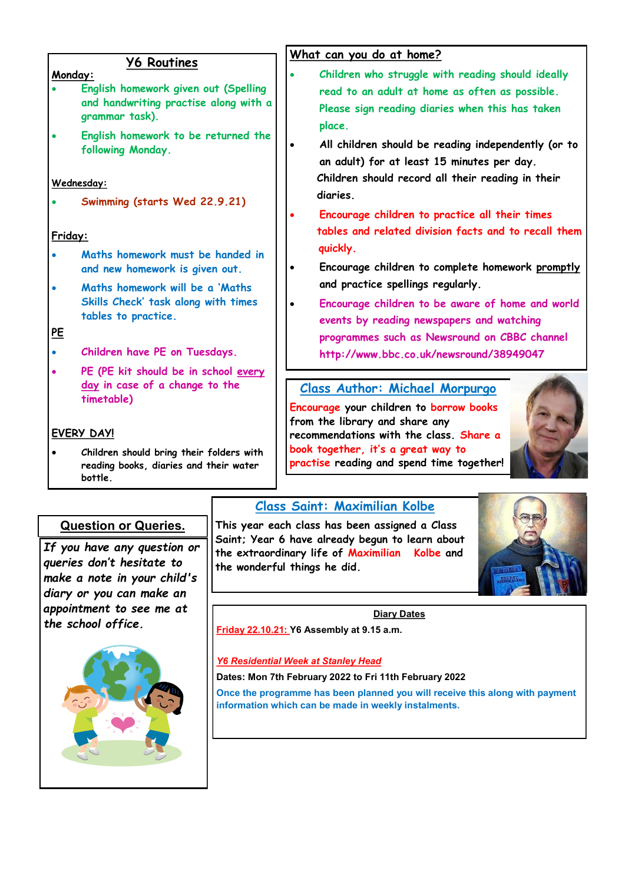## Y6 Routines

**Monday:**

- English homework given out (Spelling and handwriting practise along with a grammar task).
- English homework to be returned the following Monday.

**Wednesday:**

- Swimming (starts Wed 22.9.21)

**Friday:**

- Maths homework must be handed in and new homework is given out.
- Maths homework will be a 'Maths Skills Check' task along with times tables to practice.

**PE**

- Children have PE on Tuesdays.
- PE (PE kit should be in school every day in case of a change to the timetable)

**EVERY DAY!**

- Children should bring their folders with reading books, diaries and their water bottle.

## What can you do at home?

- Children who struggle with reading should ideally read to an adult at home as often as possible. Please sign reading diaries when this has taken place.
- All children should be reading independently (or to an adult) for at least 15 minutes per day. Children should record all their reading in their diaries.
- Encourage children to practice all their times tables and related division facts and to recall them quickly.
- Encourage children to complete homework promptly and practice spellings regularly.
- Encourage children to be aware of home and world events by reading newspapers and watching programmes such as Newsround on CBBC channel http://www.bbc.co.uk/newsround/38949047

## Class Author: Michael Morpurgo

Encourage your children to borrow books from the library and share any recommendations with the class. Share a book together, it's a great way to practise reading and spend time together!

## Question or Queries.

*If you have any question or queries don't hesitate to make a note in your child's diary or you can make an appointment to see me at the school office.*

## Class Saint: Maximilian Kolbe

This year each class has been assigned a Class Saint; Year 6 have already begun to learn about the extraordinary life of Maximilian Kolbe and the wonderful things he did.

## Diary Dates

Friday 22.10.21: **Y6 Assembly at 9.15 a.m.**

*Y6 Residential Week at Stanley Head*

**Dates: Mon 7th February 2022 to Fri 11th February 2022**

**Once the programme has been planned you will receive this along with payment information which can be made in weekly instalments.**